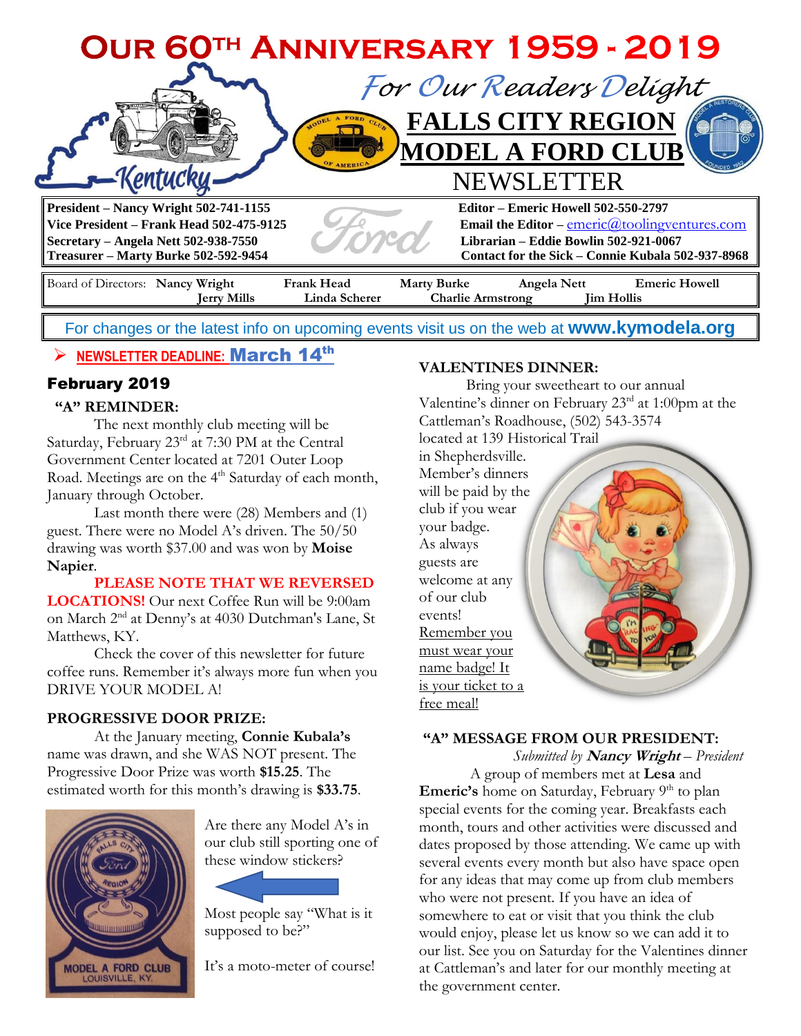# OUR 60TH ANNIVERSARY 1959 - 2019

*For Our Readers Delight*

# FALLS CITY REGION MODEL A FORD CLUB NEWSLETTER

**President – Nancy Wright 502-741-1155**
**Vice President – Frank Head 502-475-9125**
**Secretary – Angela Nett 502-938-7550**
**Treasurer – Marty Burke 502-592-9454**

**Editor – Emeric Howell 502-550-2797**
**Email the Editor** – emeric@toolingventures.com
**Librarian – Eddie Bowlin 502-921-0067**
**Contact for the Sick – Connie Kubala 502-937-8968**

Board of Directors: **Nancy Wright**, **Frank Head**, **Marty Burke**, **Angela Nett**, **Emeric Howell**, **Jerry Mills**, **Linda Scherer**, **Charlie Armstrong**, **Jim Hollis**

For changes or the latest info on upcoming events visit us on the web at **www.kymodela.org**

- **NEWSLETTER DEADLINE: March 14th**

## February 2019

### "A" REMINDER:

The next monthly club meeting will be Saturday, February 23rd at 7:30 PM at the Central Government Center located at 7201 Outer Loop Road. Meetings are on the 4th Saturday of each month, January through October.

Last month there were (28) Members and (1) guest. There were no Model A's driven. The 50/50 drawing was worth $37.00 and was won by **Moise Napier**.

**PLEASE NOTE THAT WE REVERSED LOCATIONS!** Our next Coffee Run will be 9:00am on March 2nd at Denny's at 4030 Dutchman's Lane, St Matthews, KY.

Check the cover of this newsletter for future coffee runs. Remember it's always more fun when you DRIVE YOUR MODEL A!

### PROGRESSIVE DOOR PRIZE:

At the January meeting, **Connie Kubala's** name was drawn, and she WAS NOT present. The Progressive Door Prize was worth **$15.25**. The estimated worth for this month's drawing is **$33.75**.

Are there any Model A's in our club still sporting one of these window stickers?

Most people say "What is it supposed to be?"

It's a moto-meter of course!

### VALENTINES DINNER:

Bring your sweetheart to our annual Valentine's dinner on February 23rd at 1:00pm at the Cattleman's Roadhouse, (502) 543-3574 located at 139 Historical Trail in Shephersdville. Member's dinners will be paid by the club if you wear your badge. As always guests are welcome at any of our club events! Remember you must wear your name badge! It is your ticket to a free meal!

### "A" MESSAGE FROM OUR PRESIDENT:

*Submitted by* ***Nancy Wright*** *– President*

A group of members met at **Lesa** and **Emeric's** home on Saturday, February 9th to plan special events for the coming year. Breakfasts each month, tours and other activities were discussed and dates proposed by those attending. We came up with several events every month but also have space open for any ideas that may come up from club members who were not present. If you have an idea of somewhere to eat or visit that you think the club would enjoy, please let us know so we can add it to our list. See you on Saturday for the Valentines dinner at Cattleman's and later for our monthly meeting at the government center.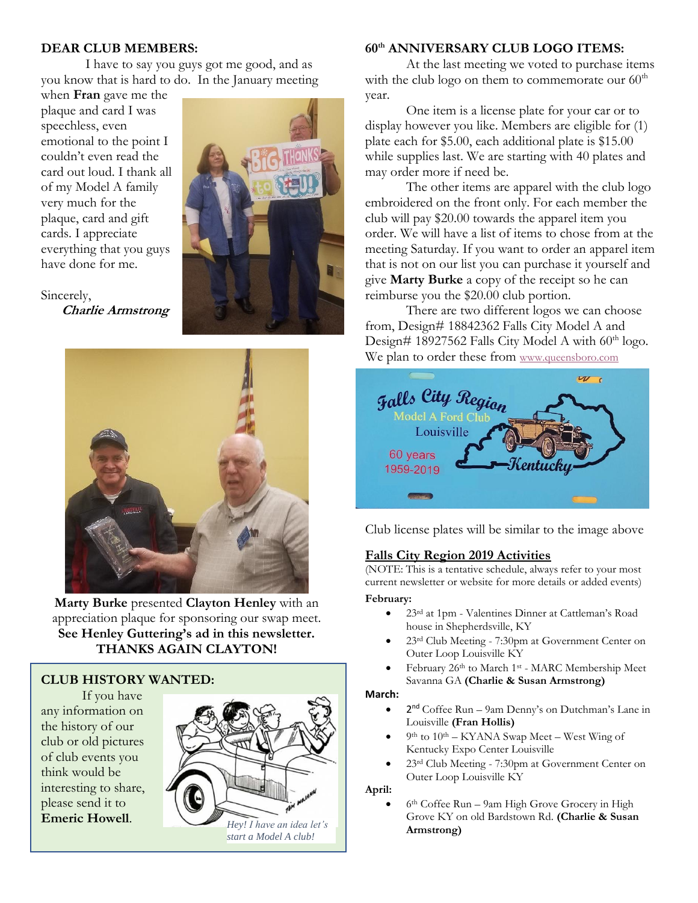**DEAR CLUB MEMBERS:**

I have to say you guys got me good, and as you know that is hard to do. In the January meeting when **Fran** gave me the plaque and card I was speechless, even emotional to the point I couldn't even read the card out loud. I thank all of my Model A family very much for the plaque, card and gift cards. I appreciate everything that you guys have done for me.

Sincerely,

***Charlie Armstrong***

**Marty Burke** presented **Clayton Henley** with an appreciation plaque for sponsoring our swap meet. **See Henley Guttering's ad in this newsletter. THANKS AGAIN CLAYTON!**

**CLUB HISTORY WANTED:**

If you have any information on the history of our club or old pictures of club events you think would be interesting to share, please send it to **Emeric Howell**.

*Hey! I have an idea let's start a Model A club!*

**60th ANNIVERSARY CLUB LOGO ITEMS:**

At the last meeting we voted to purchase items with the club logo on them to commemorate our 60th year.

One item is a license plate for your car or to display however you like. Members are eligible for (1) plate each for $5.00, each additional plate is $15.00 while supplies last. We are starting with 40 plates and may order more if need be.

The other items are apparel with the club logo embroidered on the front only. For each member the club will pay $20.00 towards the apparel item you order. We will have a list of items to chose from at the meeting Saturday. If you want to order an apparel item that is not on our list you can purchase it yourself and give **Marty Burke** a copy of the receipt so he can reimburse you the $20.00 club portion.

There are two different logos we can choose from, Design# 18842362 Falls City Model A and Design# 18927562 Falls City Model A with 60th logo. We plan to order these from www.queensboro.com

Club license plates will be similar to the image above

## Falls City Region 2019 Activities

(NOTE: This is a tentative schedule, always refer to your most current newsletter or website for more details or added events)

**February:**

- 23rd at 1pm - Valentines Dinner at Cattleman's Road house in Shepherdsville, KY
- 23rd Club Meeting - 7:30pm at Government Center on Outer Loop Louisville KY
- February 26th to March 1st - MARC Membership Meet Savanna GA **(Charlie & Susan Armstrong)**

**March:**

- **2nd** Coffee Run – 9am Denny's on Dutchman's Lane in Louisville **(Fran Hollis)**
- 9th to 10th – KYANA Swap Meet – West Wing of Kentucky Expo Center Louisville
- 23rd Club Meeting - 7:30pm at Government Center on Outer Loop Louisville KY

**April:**

- 6th Coffee Run – 9am High Grove Grocery in High Grove KY on old Bardstown Rd. **(Charlie & Susan Armstrong)**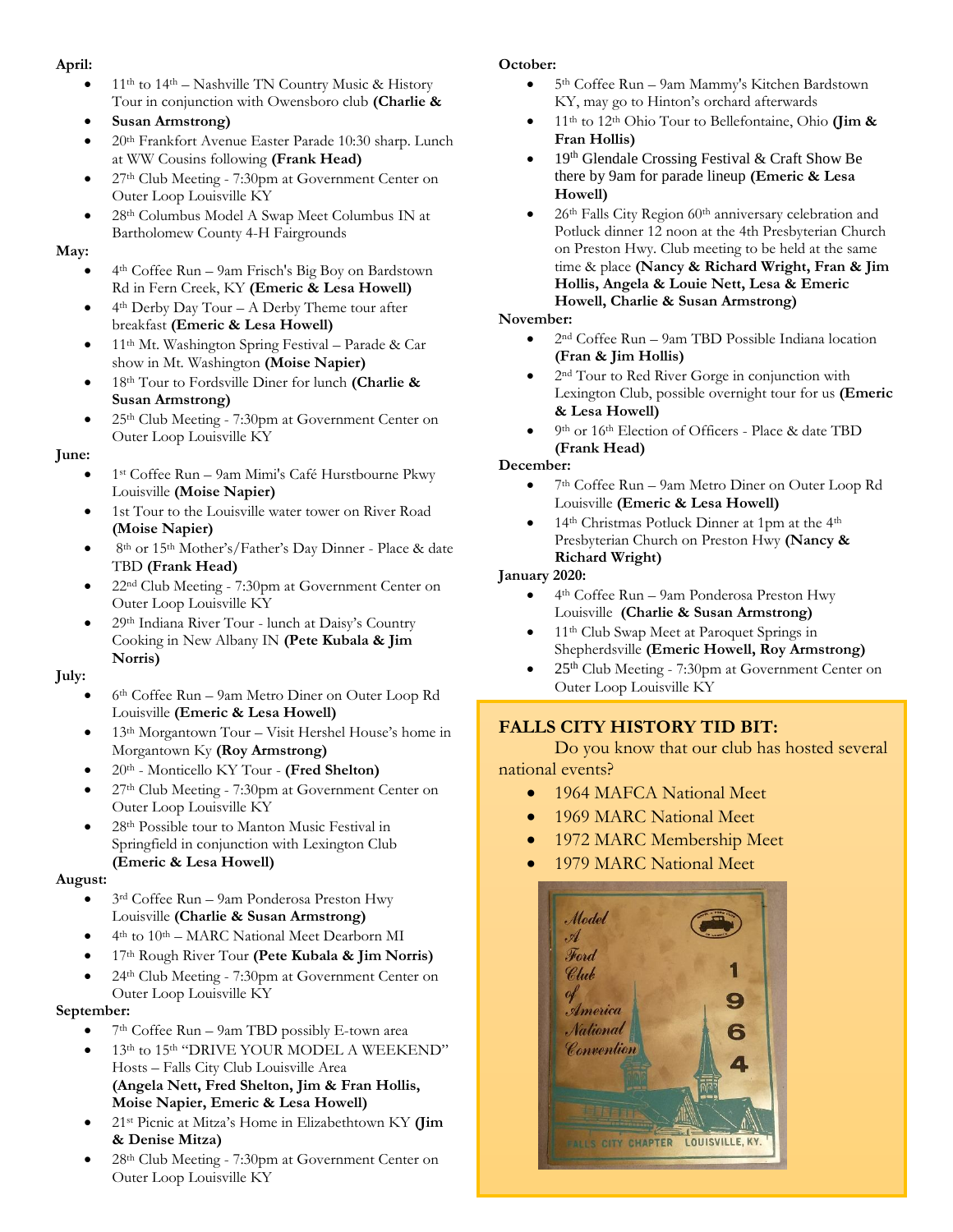**April:**

- 11th to 14th – Nashville TN Country Music & History Tour in conjunction with Owensboro club **(Charlie &**
- **Susan Armstrong)**
- 20th Frankfort Avenue Easter Parade 10:30 sharp. Lunch at WW Cousins following **(Frank Head)**
- 27th Club Meeting - 7:30pm at Government Center on Outer Loop Louisville KY
- 28th Columbus Model A Swap Meet Columbus IN at Bartholomew County 4-H Fairgrounds

**May:**

- 4th Coffee Run – 9am Frisch's Big Boy on Bardstown Rd in Fern Creek, KY **(Emeric & Lesa Howell)**
- 4th Derby Day Tour – A Derby Theme tour after breakfast **(Emeric & Lesa Howell)**
- 11th Mt. Washington Spring Festival – Parade & Car show in Mt. Washington **(Moise Napier)**
- 18th Tour to Fordsville Diner for lunch **(Charlie & Susan Armstrong)**
- 25th Club Meeting - 7:30pm at Government Center on Outer Loop Louisville KY

**June:**

- 1st Coffee Run – 9am Mimi's Café Hurstbourne Pkwy Louisville **(Moise Napier)**
- 1st Tour to the Louisville water tower on River Road **(Moise Napier)**
- 8th or 15th Mother's/Father's Day Dinner - Place & date TBD **(Frank Head)**
- 22nd Club Meeting - 7:30pm at Government Center on Outer Loop Louisville KY
- 29th Indiana River Tour - lunch at Daisy's Country Cooking in New Albany IN **(Pete Kubala & Jim Norris)**

**July:**

- 6th Coffee Run – 9am Metro Diner on Outer Loop Rd Louisville **(Emeric & Lesa Howell)**
- 13th Morgantown Tour – Visit Hershel House's home in Morgantown Ky **(Roy Armstrong)**
- 20th - Monticello KY Tour - **(Fred Shelton)**
- 27th Club Meeting - 7:30pm at Government Center on Outer Loop Louisville KY
- 28th Possible tour to Manton Music Festival in Springfield in conjunction with Lexington Club **(Emeric & Lesa Howell)**

**August:**

- 3rd Coffee Run – 9am Ponderosa Preston Hwy Louisville **(Charlie & Susan Armstrong)**
- 4th to 10th – MARC National Meet Dearborn MI
- 17th Rough River Tour **(Pete Kubala & Jim Norris)**
- 24th Club Meeting - 7:30pm at Government Center on Outer Loop Louisville KY

**September:**

- 7th Coffee Run – 9am TBD possibly E-town area
- 13th to 15th "DRIVE YOUR MODEL A WEEKEND" Hosts – Falls City Club Louisville Area **(Angela Nett, Fred Shelton, Jim & Fran Hollis, Moise Napier, Emeric & Lesa Howell)**
- 21st Picnic at Mitza's Home in Elizabethtown KY **(Jim & Denise Mitza)**
- 28th Club Meeting - 7:30pm at Government Center on Outer Loop Louisville KY

**October:**

- 5th Coffee Run – 9am Mammy's Kitchen Bardstown KY, may go to Hinton's orchard afterwards
- 11th to 12th Ohio Tour to Bellefontaine, Ohio **(Jim & Fran Hollis)**
- 19th Glendale Crossing Festival & Craft Show Be there by 9am for parade lineup **(Emeric & Lesa Howell)**
- 26th Falls City Region 60th anniversary celebration and Potluck dinner 12 noon at the 4th Presbyterian Church on Preston Hwy. Club meeting to be held at the same time & place **(Nancy & Richard Wright, Fran & Jim Hollis, Angela & Louie Nett, Lesa & Emeric Howell, Charlie & Susan Armstrong)**

**November:**

- 2nd Coffee Run – 9am TBD Possible Indiana location **(Fran & Jim Hollis)**
- 2nd Tour to Red River Gorge in conjunction with Lexington Club, possible overnight tour for us **(Emeric & Lesa Howell)**
- 9th or 16th Election of Officers - Place & date TBD **(Frank Head)**

**December:**

- 7th Coffee Run – 9am Metro Diner on Outer Loop Rd Louisville **(Emeric & Lesa Howell)**
- 14th Christmas Potluck Dinner at 1pm at the 4th Presbyterian Church on Preston Hwy **(Nancy & Richard Wright)**

**January 2020:**

- 4th Coffee Run – 9am Ponderosa Preston Hwy Louisville **(Charlie & Susan Armstrong)**
- 11th Club Swap Meet at Paroquet Springs in Shepherdsville **(Emeric Howell, Roy Armstrong)**
- 25th Club Meeting - 7:30pm at Government Center on Outer Loop Louisville KY

## FALLS CITY HISTORY TID BIT:

Do you know that our club has hosted several national events?

- 1964 MAFCA National Meet
- 1969 MARC National Meet
- 1972 MARC Membership Meet
- 1979 MARC National Meet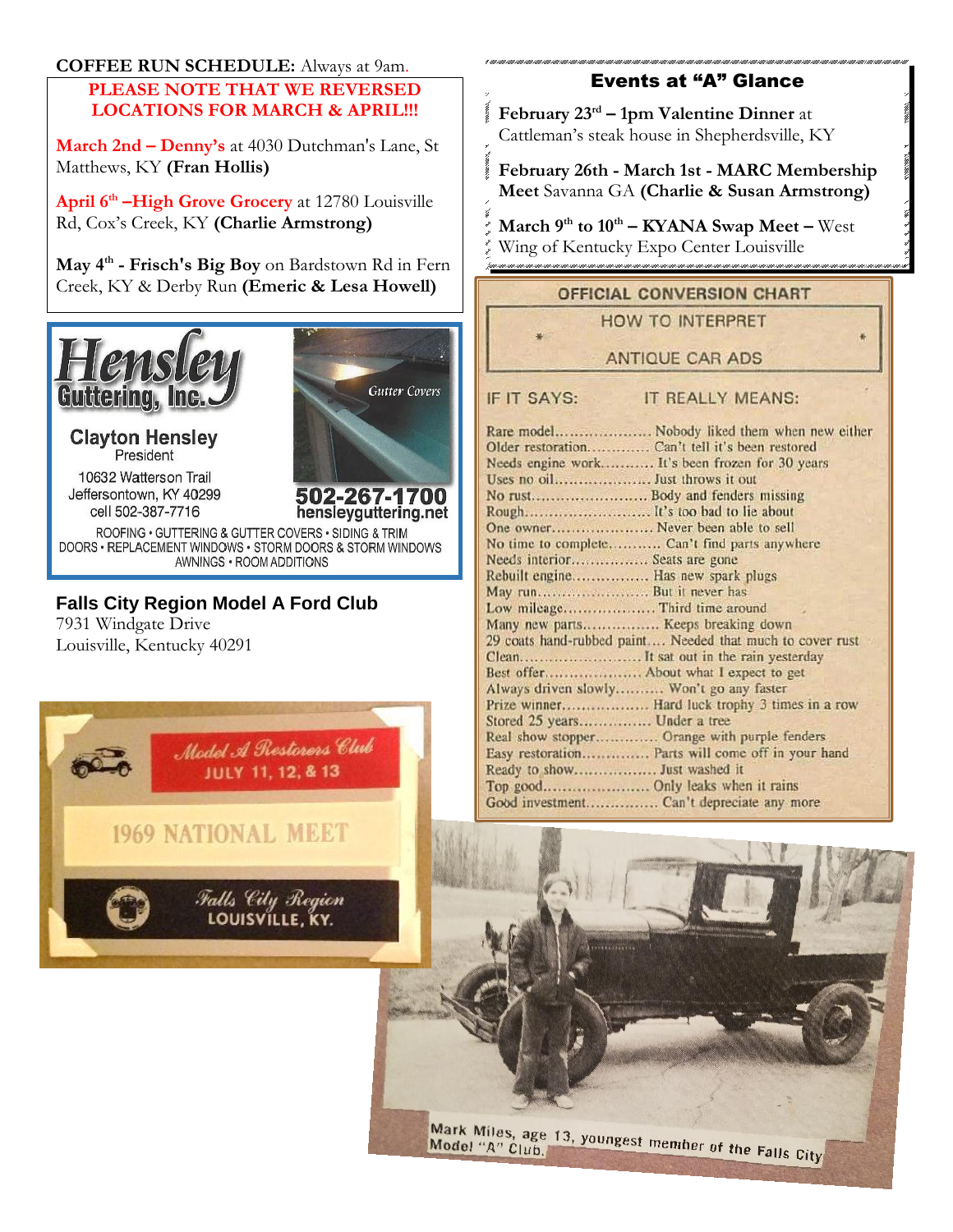**COFFEE RUN SCHEDULE:** Always at 9am.

**PLEASE NOTE THAT WE REVERSED LOCATIONS FOR MARCH & APRIL!!!**

**March 2nd – Denny's** at 4030 Dutchman's Lane, St Matthews, KY **(Fran Hollis)**

**April 6th –High Grove Grocery** at 12780 Louisville Rd, Cox's Creek, KY **(Charlie Armstrong)**

**May 4th - Frisch's Big Boy** on Bardstown Rd in Fern Creek, KY & Derby Run **(Emeric & Lesa Howell)**

**Hensley Guttering, Inc.**

Gutter Covers

**Clayton Hensley**
President

10632 Watterson Trail
Jeffersontown, KY 40299
cell 502-387-7716

**502-267-1700**
hensleyguttering.net

ROOFING • GUTTERING & GUTTER COVERS • SIDING & TRIM
DOORS • REPLACEMENT WINDOWS • STORM DOORS & STORM WINDOWS
AWNINGS • ROOM ADDITIONS

**Falls City Region Model A Ford Club**
7931 Windgate Drive
Louisville, Kentucky 40291

Model A Restorers Club
JULY 11, 12, & 13
1969 NATIONAL MEET
Falls City Region
LOUISVILLE, KY.

## Events at "A" Glance

**February 23rd – 1pm Valentine Dinner** at Cattleman's steak house in Shepherdsville, KY

**February 26th - March 1st - MARC Membership Meet** Savanna GA **(Charlie & Susan Armstrong)**

**March 9th to 10th – KYANA Swap Meet –** West Wing of Kentucky Expo Center Louisville

## OFFICIAL CONVERSION CHART

### HOW TO INTERPRET ANTIQUE CAR ADS

| IF IT SAYS: | IT REALLY MEANS: |
|---|---|
| Rare model | Nobody liked them when new either |
| Older restoration | Can't tell it's been restored |
| Needs engine work | It's been frozen for 30 years |
| Uses no oil | Just throws it out |
| No rust | Body and fenders missing |
| Rough | It's too bad to lie about |
| One owner | Never been able to sell |
| No time to complete | Can't find parts anywhere |
| Needs interior | Seats are gone |
| Rebuilt engine | Has new spark plugs |
| May run | But it never has |
| Low mileage | Third time around |
| Many new parts | Keeps breaking down |
| 29 coats hand-rubbed paint | Needed that much to cover rust |
| Clean | It sat out in the rain yesterday |
| Best offer | About what I expect to get |
| Always driven slowly | Won't go any faster |
| Prize winner | Hard luck trophy 3 times in a row |
| Stored 25 years | Under a tree |
| Real show stopper | Orange with purple fenders |
| Easy restoration | Parts will come off in your hand |
| Ready to show | Just washed it |
| Top good | Only leaks when it rains |
| Good investment | Can't depreciate any more |

Mark Miles, age 13, youngest member of the Falls City Model "A" Club.